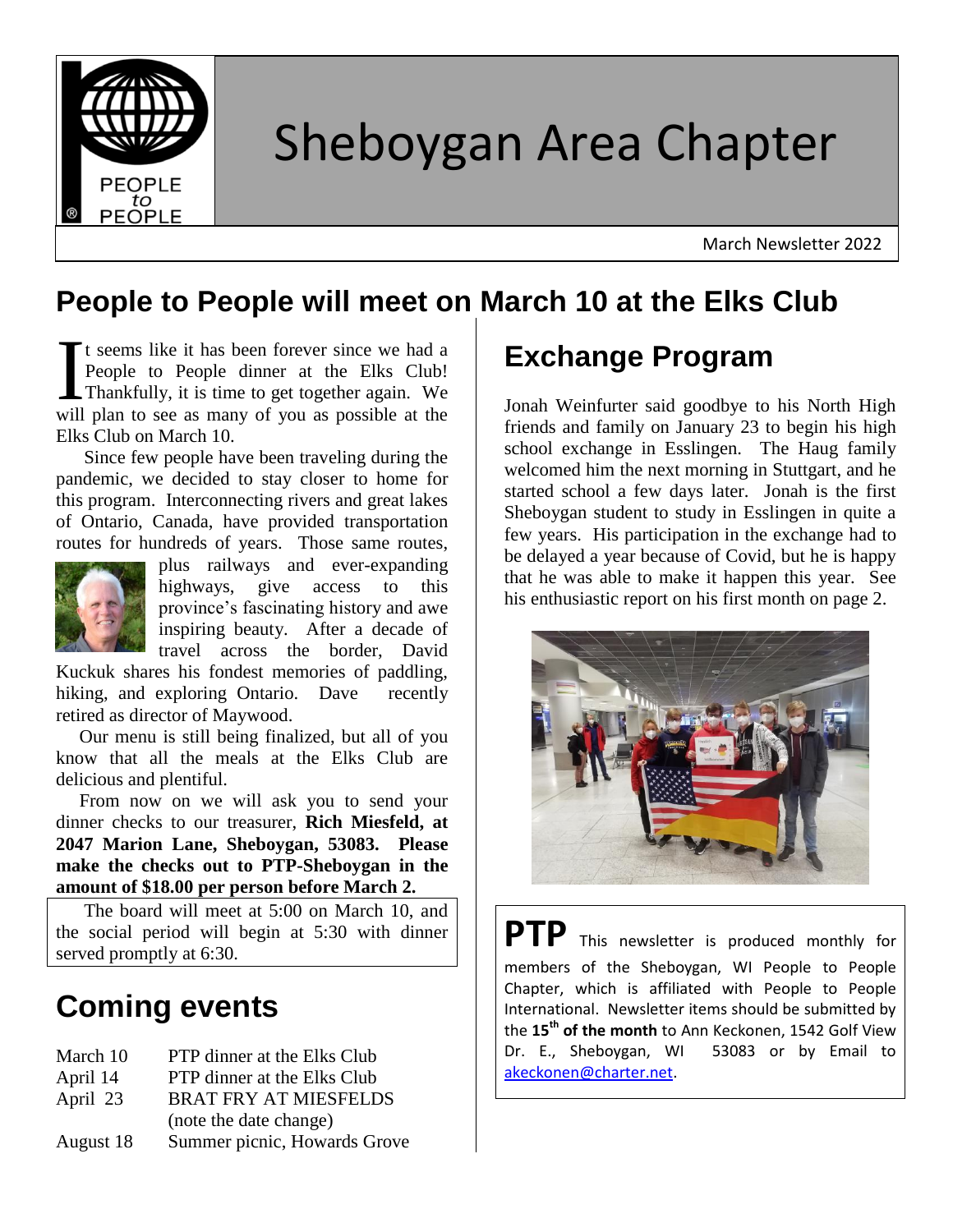# Sheboygan Area Chapter

March Newsletter 2022

## People to People will meet on March 10 at the Elks Club

It seems like it has been forever since we had a People to People dinner at the Elks Club! Thankfully, it is time to get together again. We will plan to see as many of you as possible at the Elks Club on March 10.

Since few people have been traveling during the pandemic, we decided to stay closer to home for this program. Interconnecting rivers and great lakes of Ontario, Canada, have provided transportation routes for hundreds of years. Those same routes, plus railways and ever-expanding highways, give access to this province's fascinating history and awe inspiring beauty. After a decade of travel across the border, David Kuckuk shares his fondest memories of paddling, hiking, and exploring Ontario. Dave recently retired as director of Maywood.

Our menu is still being finalized, but all of you know that all the meals at the Elks Club are delicious and plentiful.

From now on we will ask you to send your dinner checks to our treasurer, **Rich Miesfeld, at 2047 Marion Lane, Sheboygan, 53083. Please make the checks out to PTP-Sheboygan in the amount of $18.00 per person before March 2.**

The board will meet at 5:00 on March 10, and the social period will begin at 5:30 with dinner served promptly at 6:30.

## Coming events

| | |
|---|---|
| March 10 | PTP dinner at the Elks Club |
| April 14 | PTP dinner at the Elks Club |
| April 23 | BRAT FRY AT MIESFELDS (note the date change) |
| August 18 | Summer picnic, Howards Grove |

## Exchange Program

Jonah Weinfurter said goodbye to his North High friends and family on January 23 to begin his high school exchange in Esslingen. The Haug family welcomed him the next morning in Stuttgart, and he started school a few days later. Jonah is the first Sheboygan student to study in Esslingen in quite a few years. His participation in the exchange had to be delayed a year because of Covid, but he is happy that he was able to make it happen this year. See his enthusiastic report on his first month on page 2.

**PTP** This newsletter is produced monthly for members of the Sheboygan, WI People to People Chapter, which is affiliated with People to People International. Newsletter items should be submitted by the **15th of the month** to Ann Keckonen, 1542 Golf View Dr. E., Sheboygan, WI 53083 or by Email to akeckonen@charter.net.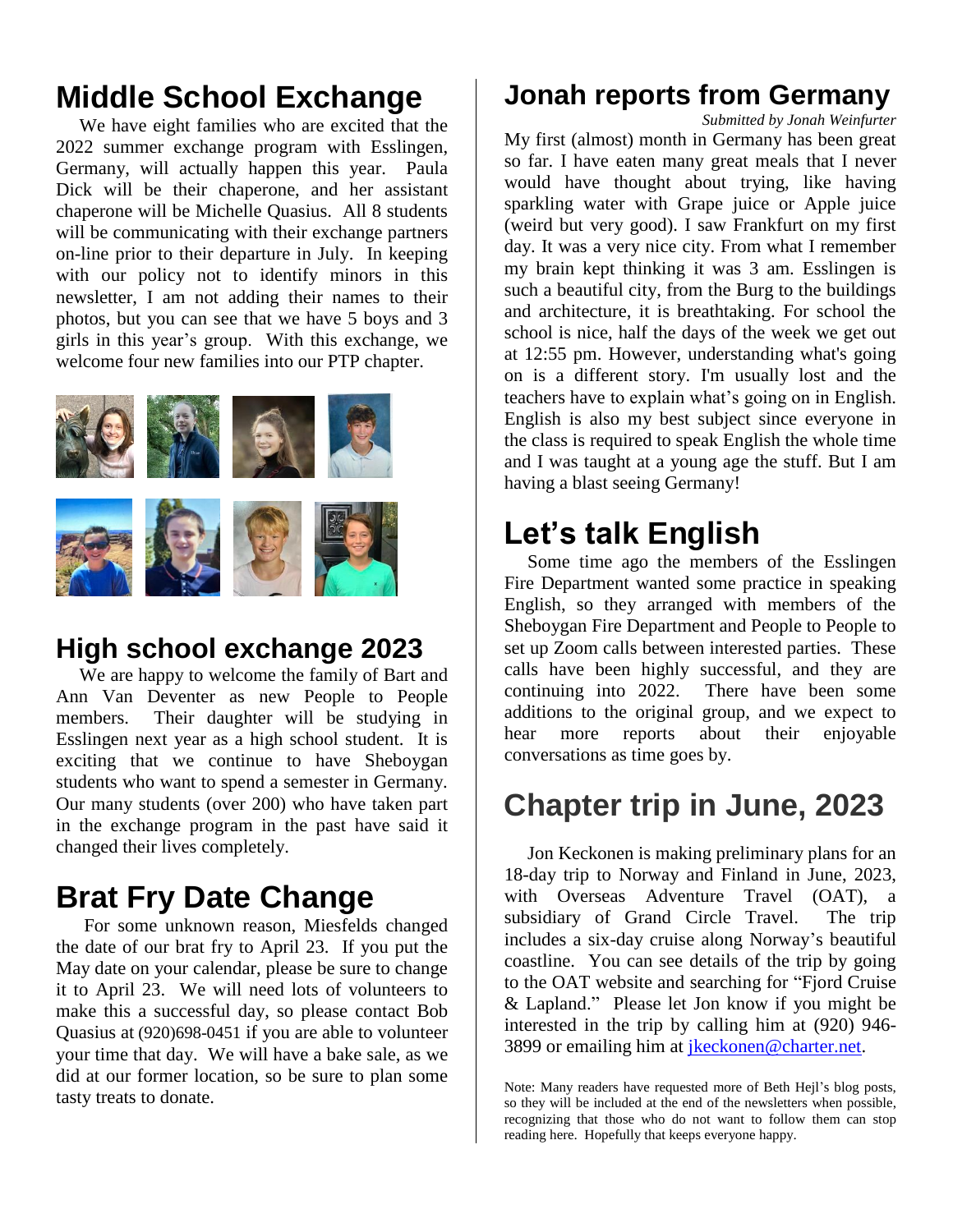## Middle School Exchange

We have eight families who are excited that the 2022 summer exchange program with Esslingen, Germany, will actually happen this year. Paula Dick will be their chaperone, and her assistant chaperone will be Michelle Quasius. All 8 students will be communicating with their exchange partners on-line prior to their departure in July. In keeping with our policy not to identify minors in this newsletter, I am not adding their names to their photos, but you can see that we have 5 boys and 3 girls in this year's group. With this exchange, we welcome four new families into our PTP chapter.

## High school exchange 2023

We are happy to welcome the family of Bart and Ann Van Deventer as new People to People members. Their daughter will be studying in Esslingen next year as a high school student. It is exciting that we continue to have Sheboygan students who want to spend a semester in Germany. Our many students (over 200) who have taken part in the exchange program in the past have said it changed their lives completely.

## Brat Fry Date Change

For some unknown reason, Miesfelds changed the date of our brat fry to April 23. If you put the May date on your calendar, please be sure to change it to April 23. We will need lots of volunteers to make this a successful day, so please contact Bob Quasius at (920)698-0451 if you are able to volunteer your time that day. We will have a bake sale, as we did at our former location, so be sure to plan some tasty treats to donate.

## Jonah reports from Germany

*Submitted by Jonah Weinfurter*

My first (almost) month in Germany has been great so far. I have eaten many great meals that I never would have thought about trying, like having sparkling water with Grape juice or Apple juice (weird but very good). I saw Frankfurt on my first day. It was a very nice city. From what I remember my brain kept thinking it was 3 am. Esslingen is such a beautiful city, from the Burg to the buildings and architecture, it is breathtaking. For school the school is nice, half the days of the week we get out at 12:55 pm. However, understanding what's going on is a different story. I'm usually lost and the teachers have to explain what's going on in English. English is also my best subject since everyone in the class is required to speak English the whole time and I was taught at a young age the stuff. But I am having a blast seeing Germany!

## Let's talk English

Some time ago the members of the Esslingen Fire Department wanted some practice in speaking English, so they arranged with members of the Sheboygan Fire Department and People to People to set up Zoom calls between interested parties. These calls have been highly successful, and they are continuing into 2022. There have been some additions to the original group, and we expect to hear more reports about their enjoyable conversations as time goes by.

## Chapter trip in June, 2023

Jon Keckonen is making preliminary plans for an 18-day trip to Norway and Finland in June, 2023, with Overseas Adventure Travel (OAT), a subsidiary of Grand Circle Travel. The trip includes a six-day cruise along Norway's beautiful coastline. You can see details of the trip by going to the OAT website and searching for "Fjord Cruise & Lapland." Please let Jon know if you might be interested in the trip by calling him at (920) 946-3899 or emailing him at jkeckonen@charter.net.

Note: Many readers have requested more of Beth Hejl's blog posts, so they will be included at the end of the newsletters when possible, recognizing that those who do not want to follow them can stop reading here. Hopefully that keeps everyone happy.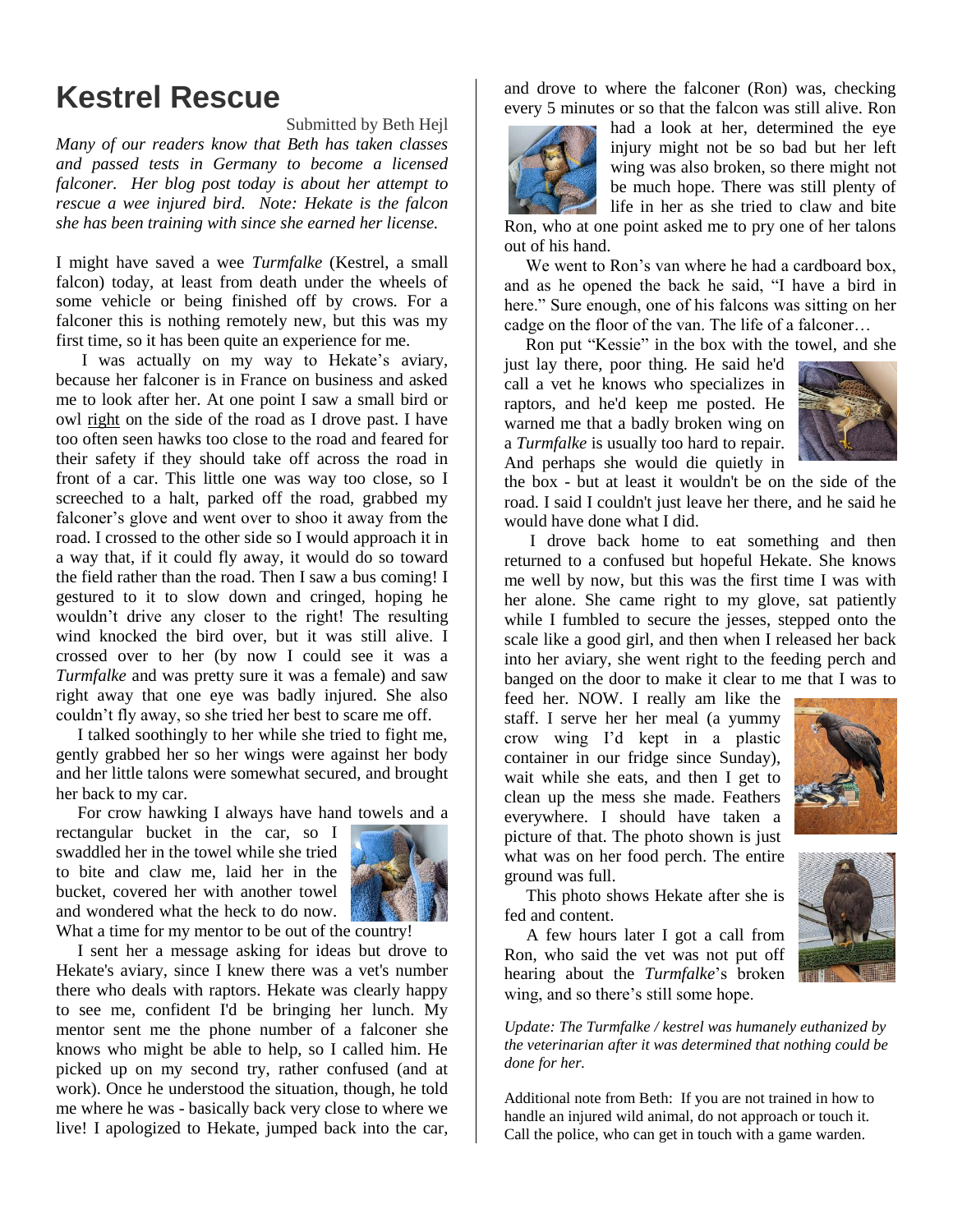# Kestrel Rescue

Submitted by Beth Hejl

*Many of our readers know that Beth has taken classes and passed tests in Germany to become a licensed falconer. Her blog post today is about her attempt to rescue a wee injured bird. Note: Hekate is the falcon she has been training with since she earned her license.*

I might have saved a wee *Turmfalke* (Kestrel, a small falcon) today, at least from death under the wheels of some vehicle or being finished off by crows. For a falconer this is nothing remotely new, but this was my first time, so it has been quite an experience for me.

I was actually on my way to Hekate's aviary, because her falconer is in France on business and asked me to look after her. At one point I saw a small bird or owl right on the side of the road as I drove past. I have too often seen hawks too close to the road and feared for their safety if they should take off across the road in front of a car. This little one was way too close, so I screeched to a halt, parked off the road, grabbed my falconer's glove and went over to shoo it away from the road. I crossed to the other side so I would approach it in a way that, if it could fly away, it would do so toward the field rather than the road. Then I saw a bus coming! I gestured to it to slow down and cringed, hoping he wouldn't drive any closer to the right! The resulting wind knocked the bird over, but it was still alive. I crossed over to her (by now I could see it was a *Turmfalke* and was pretty sure it was a female) and saw right away that one eye was badly injured. She also couldn't fly away, so she tried her best to scare me off.

I talked soothingly to her while she tried to fight me, gently grabbed her so her wings were against her body and her little talons were somewhat secured, and brought her back to my car.

For crow hawking I always have hand towels and a rectangular bucket in the car, so I swaddled her in the towel while she tried to bite and claw me, laid her in the bucket, covered her with another towel and wondered what the heck to do now. What a time for my mentor to be out of the country!

I sent her a message asking for ideas but drove to Hekate's aviary, since I knew there was a vet's number there who deals with raptors. Hekate was clearly happy to see me, confident I'd be bringing her lunch. My mentor sent me the phone number of a falconer she knows who might be able to help, so I called him. He picked up on my second try, rather confused (and at work). Once he understood the situation, though, he told me where he was - basically back very close to where we live! I apologized to Hekate, jumped back into the car, and drove to where the falconer (Ron) was, checking every 5 minutes or so that the falcon was still alive. Ron had a look at her, determined the eye injury might not be so bad but her left wing was also broken, so there might not be much hope. There was still plenty of life in her as she tried to claw and bite Ron, who at one point asked me to pry one of her talons out of his hand.

We went to Ron's van where he had a cardboard box, and as he opened the back he said, "I have a bird in here." Sure enough, one of his falcons was sitting on her cadge on the floor of the van. The life of a falconer…

Ron put "Kessie" in the box with the towel, and she just lay there, poor thing. He said he'd call a vet he knows who specializes in raptors, and he'd keep me posted. He warned me that a badly broken wing on a *Turmfalke* is usually too hard to repair. And perhaps she would die quietly in the box - but at least it wouldn't be on the side of the road. I said I couldn't just leave her there, and he said he would have done what I did.

I drove back home to eat something and then returned to a confused but hopeful Hekate. She knows me well by now, but this was the first time I was with her alone. She came right to my glove, sat patiently while I fumbled to secure the jesses, stepped onto the scale like a good girl, and then when I released her back into her aviary, she went right to the feeding perch and banged on the door to make it clear to me that I was to feed her. NOW. I really am like the staff. I serve her her meal (a yummy crow wing I'd kept in a plastic container in our fridge since Sunday), wait while she eats, and then I get to clean up the mess she made. Feathers everywhere. I should have taken a picture of that. The photo shown is just what was on her food perch. The entire ground was full.

This photo shows Hekate after she is fed and content.

A few hours later I got a call from Ron, who said the vet was not put off hearing about the *Turmfalke*'s broken wing, and so there's still some hope.

*Update: The Turmfalke / kestrel was humanely euthanized by the veterinarian after it was determined that nothing could be done for her.*

Additional note from Beth: If you are not trained in how to handle an injured wild animal, do not approach or touch it. Call the police, who can get in touch with a game warden.